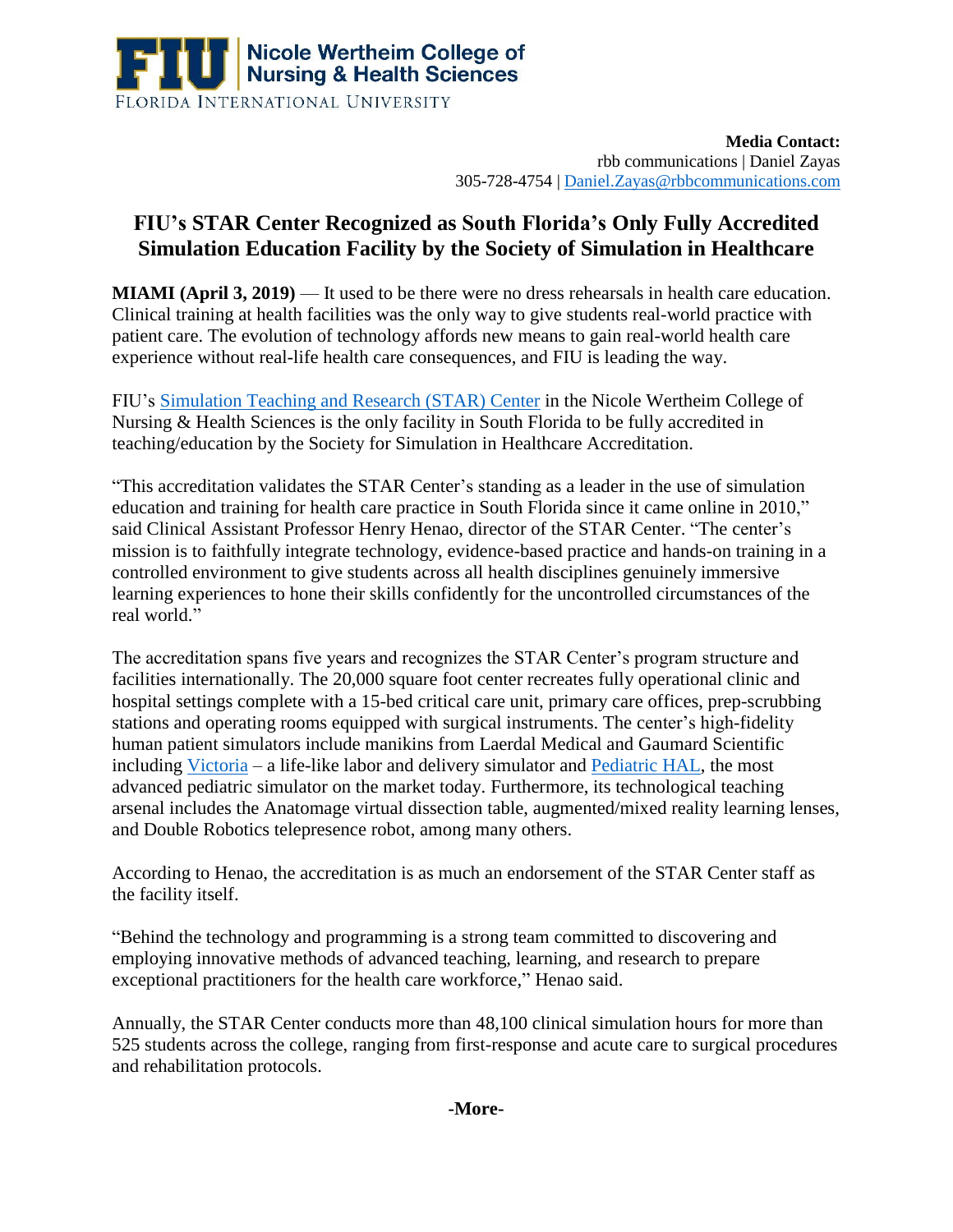**Nicole Wertheim College of Nursing & Health Sciences**
FLORIDA INTERNATIONAL UNIVERSITY

**Media Contact:**
rbb communications | Daniel Zayas
305-728-4754 | Daniel.Zayas@rbbcommunications.com

# FIU's STAR Center Recognized as South Florida's Only Fully Accredited Simulation Education Facility by the Society of Simulation in Healthcare

**MIAMI (April 3, 2019)** — It used to be there were no dress rehearsals in health care education. Clinical training at health facilities was the only way to give students real-world practice with patient care. The evolution of technology affords new means to gain real-world health care experience without real-life health care consequences, and FIU is leading the way.

FIU's Simulation Teaching and Research (STAR) Center in the Nicole Wertheim College of Nursing & Health Sciences is the only facility in South Florida to be fully accredited in teaching/education by the Society for Simulation in Healthcare Accreditation.

"This accreditation validates the STAR Center's standing as a leader in the use of simulation education and training for health care practice in South Florida since it came online in 2010," said Clinical Assistant Professor Henry Henao, director of the STAR Center. "The center's mission is to faithfully integrate technology, evidence-based practice and hands-on training in a controlled environment to give students across all health disciplines genuinely immersive learning experiences to hone their skills confidently for the uncontrolled circumstances of the real world."

The accreditation spans five years and recognizes the STAR Center's program structure and facilities internationally. The 20,000 square foot center recreates fully operational clinic and hospital settings complete with a 15-bed critical care unit, primary care offices, prep-scrubbing stations and operating rooms equipped with surgical instruments. The center's high-fidelity human patient simulators include manikins from Laerdal Medical and Gaumard Scientific including Victoria – a life-like labor and delivery simulator and Pediatric HAL, the most advanced pediatric simulator on the market today. Furthermore, its technological teaching arsenal includes the Anatomage virtual dissection table, augmented/mixed reality learning lenses, and Double Robotics telepresence robot, among many others.

According to Henao, the accreditation is as much an endorsement of the STAR Center staff as the facility itself.

"Behind the technology and programming is a strong team committed to discovering and employing innovative methods of advanced teaching, learning, and research to prepare exceptional practitioners for the health care workforce," Henao said.

Annually, the STAR Center conducts more than 48,100 clinical simulation hours for more than 525 students across the college, ranging from first-response and acute care to surgical procedures and rehabilitation protocols.

**-More-**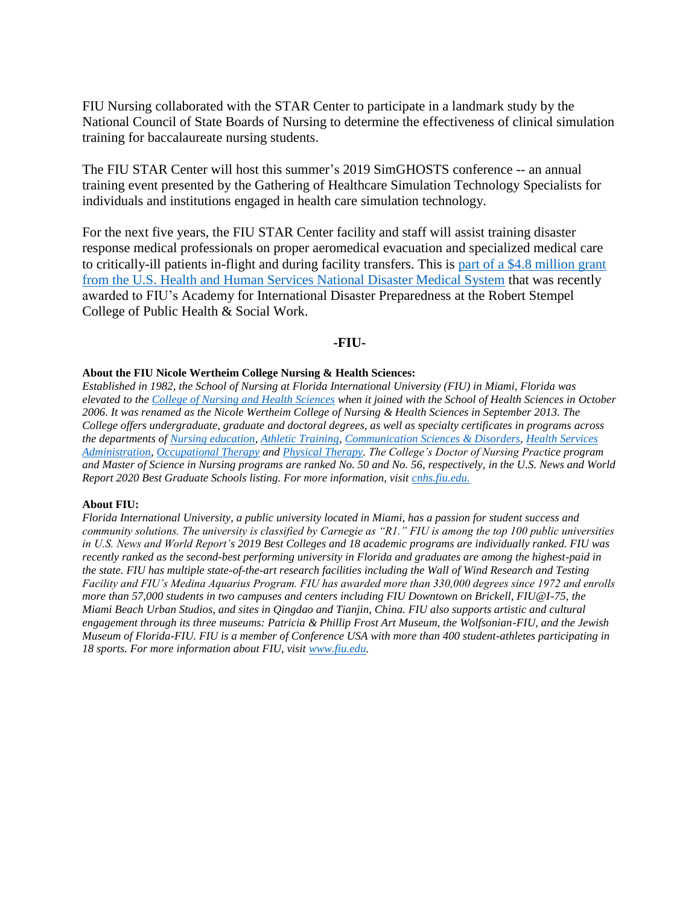FIU Nursing collaborated with the STAR Center to participate in a landmark study by the National Council of State Boards of Nursing to determine the effectiveness of clinical simulation training for baccalaureate nursing students.

The FIU STAR Center will host this summer's 2019 SimGHOSTS conference -- an annual training event presented by the Gathering of Healthcare Simulation Technology Specialists for individuals and institutions engaged in health care simulation technology.

For the next five years, the FIU STAR Center facility and staff will assist training disaster response medical professionals on proper aeromedical evacuation and specialized medical care to critically-ill patients in-flight and during facility transfers. This is part of a $4.8 million grant from the U.S. Health and Human Services National Disaster Medical System that was recently awarded to FIU's Academy for International Disaster Preparedness at the Robert Stempel College of Public Health & Social Work.

**-FIU-**

**About the FIU Nicole Wertheim College Nursing & Health Sciences:**
*Established in 1982, the School of Nursing at Florida International University (FIU) in Miami, Florida was elevated to the College of Nursing and Health Sciences when it joined with the School of Health Sciences in October 2006. It was renamed as the Nicole Wertheim College of Nursing & Health Sciences in September 2013. The College offers undergraduate, graduate and doctoral degrees, as well as specialty certificates in programs across the departments of Nursing education, Athletic Training, Communication Sciences & Disorders, Health Services Administration, Occupational Therapy and Physical Therapy. The College's Doctor of Nursing Practice program and Master of Science in Nursing programs are ranked No. 50 and No. 56, respectively, in the U.S. News and World Report 2020 Best Graduate Schools listing. For more information, visit cnhs.fiu.edu.*

**About FIU:**
*Florida International University, a public university located in Miami, has a passion for student success and community solutions. The university is classified by Carnegie as "R1." FIU is among the top 100 public universities in U.S. News and World Report's 2019 Best Colleges and 18 academic programs are individually ranked. FIU was recently ranked as the second-best performing university in Florida and graduates are among the highest-paid in the state. FIU has multiple state-of-the-art research facilities including the Wall of Wind Research and Testing Facility and FIU's Medina Aquarius Program. FIU has awarded more than 330,000 degrees since 1972 and enrolls more than 57,000 students in two campuses and centers including FIU Downtown on Brickell, FIU@I-75, the Miami Beach Urban Studios, and sites in Qingdao and Tianjin, China. FIU also supports artistic and cultural engagement through its three museums: Patricia & Phillip Frost Art Museum, the Wolfsonian-FIU, and the Jewish Museum of Florida-FIU. FIU is a member of Conference USA with more than 400 student-athletes participating in 18 sports. For more information about FIU, visit www.fiu.edu.*